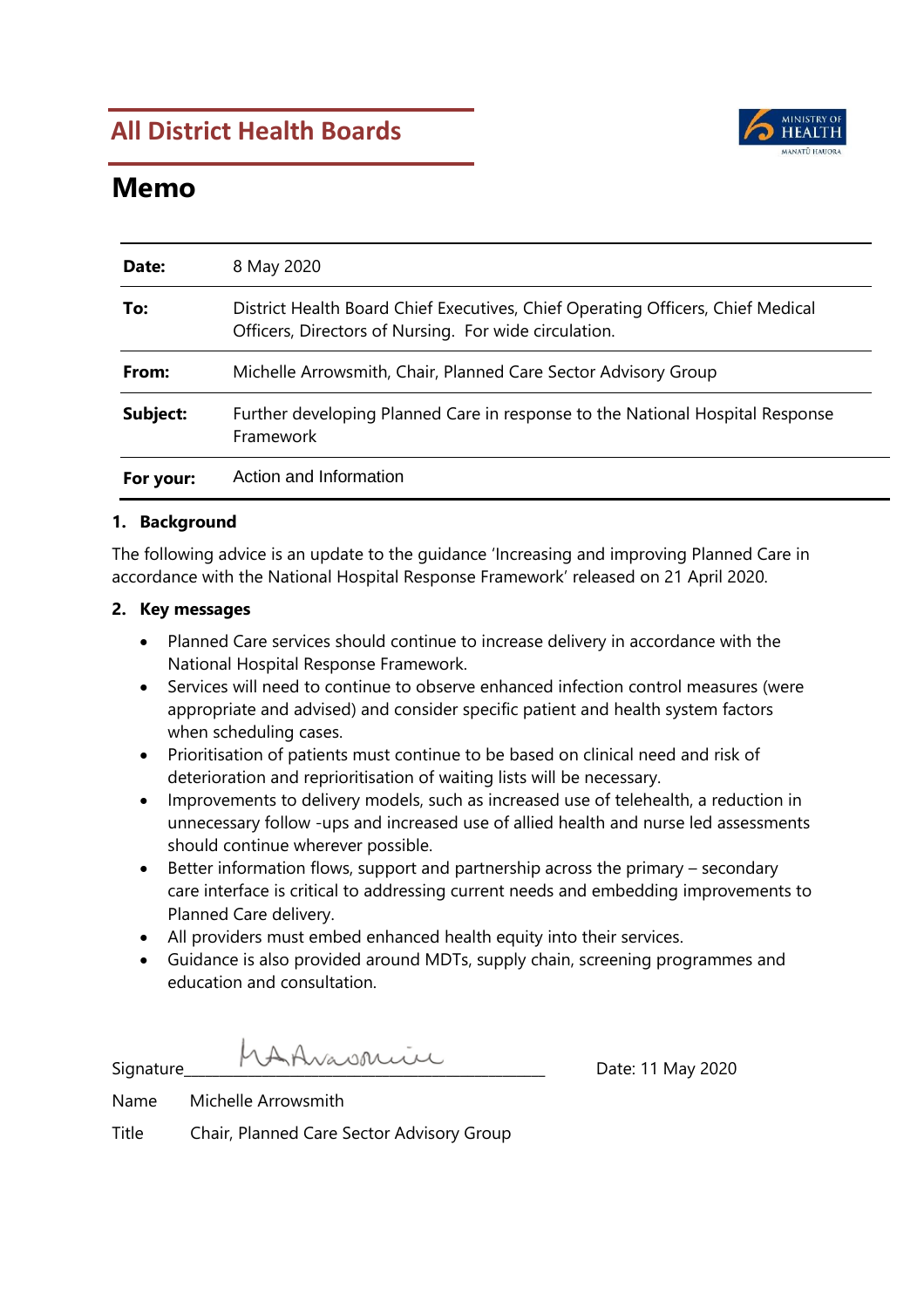## All District Health Boards

# Memo

| | |
|---|---|
| **Date:** | 8 May 2020 |
| **To:** | District Health Board Chief Executives, Chief Operating Officers, Chief Medical Officers, Directors of Nursing. For wide circulation. |
| **From:** | Michelle Arrowsmith, Chair, Planned Care Sector Advisory Group |
| **Subject:** | Further developing Planned Care in response to the National Hospital Response Framework |
| **For your:** | Action and Information |

### 1. Background

The following advice is an update to the guidance 'Increasing and improving Planned Care in accordance with the National Hospital Response Framework' released on 21 April 2020.

### 2. Key messages

- Planned Care services should continue to increase delivery in accordance with the National Hospital Response Framework.
- Services will need to continue to observe enhanced infection control measures (were appropriate and advised) and consider specific patient and health system factors when scheduling cases.
- Prioritisation of patients must continue to be based on clinical need and risk of deterioration and reprioritisation of waiting lists will be necessary.
- Improvements to delivery models, such as increased use of telehealth, a reduction in unnecessary follow -ups and increased use of allied health and nurse led assessments should continue wherever possible.
- Better information flows, support and partnership across the primary – secondary care interface is critical to addressing current needs and embedding improvements to Planned Care delivery.
- All providers must embed enhanced health equity into their services.
- Guidance is also provided around MDTs, supply chain, screening programmes and education and consultation.

Signature_______________________ Date: 11 May 2020

Name Michelle Arrowsmith

Title Chair, Planned Care Sector Advisory Group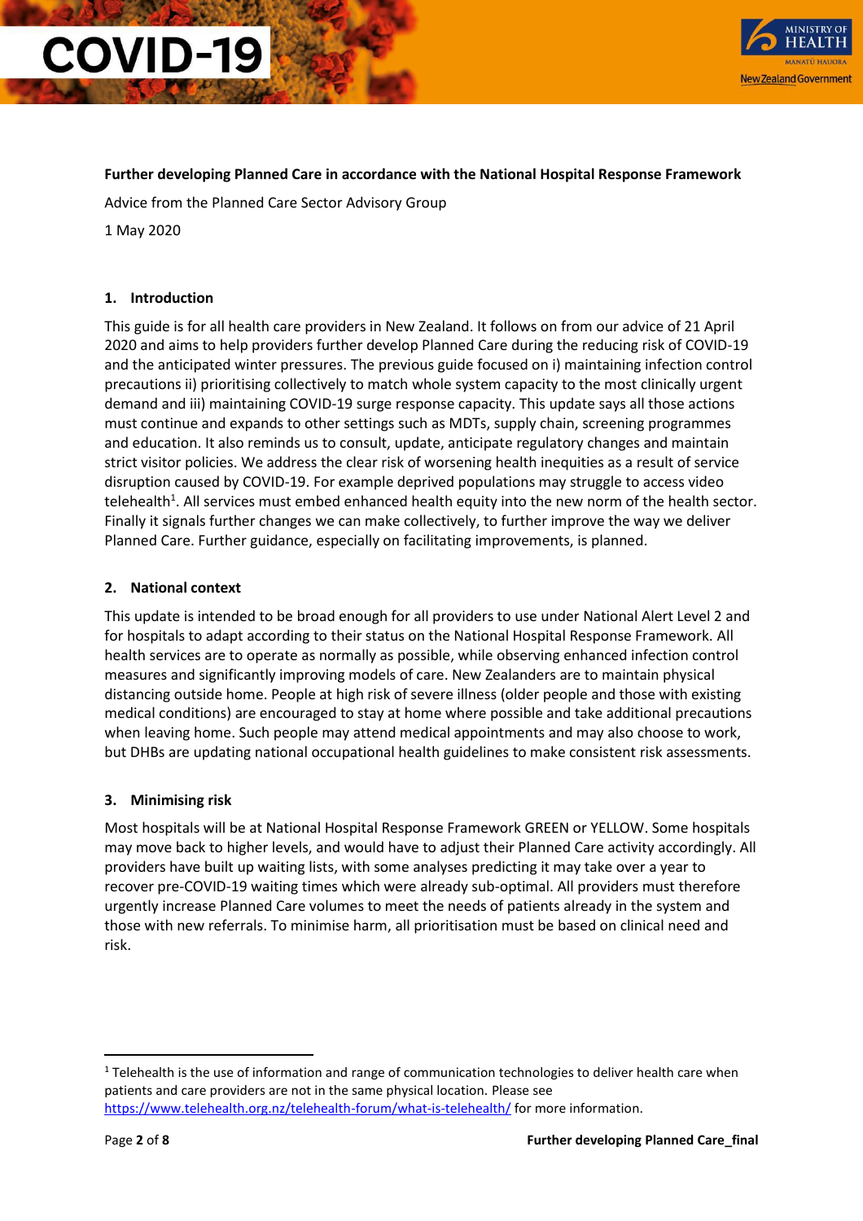**Further developing Planned Care in accordance with the National Hospital Response Framework**

Advice from the Planned Care Sector Advisory Group

1 May 2020

## 1. Introduction

This guide is for all health care providers in New Zealand. It follows on from our advice of 21 April 2020 and aims to help providers further develop Planned Care during the reducing risk of COVID-19 and the anticipated winter pressures. The previous guide focused on i) maintaining infection control precautions ii) prioritising collectively to match whole system capacity to the most clinically urgent demand and iii) maintaining COVID-19 surge response capacity. This update says all those actions must continue and expands to other settings such as MDTs, supply chain, screening programmes and education. It also reminds us to consult, update, anticipate regulatory changes and maintain strict visitor policies. We address the clear risk of worsening health inequities as a result of service disruption caused by COVID-19. For example deprived populations may struggle to access video telehealth[1]. All services must embed enhanced health equity into the new norm of the health sector. Finally it signals further changes we can make collectively, to further improve the way we deliver Planned Care. Further guidance, especially on facilitating improvements, is planned.

## 2. National context

This update is intended to be broad enough for all providers to use under National Alert Level 2 and for hospitals to adapt according to their status on the National Hospital Response Framework. All health services are to operate as normally as possible, while observing enhanced infection control measures and significantly improving models of care. New Zealanders are to maintain physical distancing outside home. People at high risk of severe illness (older people and those with existing medical conditions) are encouraged to stay at home where possible and take additional precautions when leaving home. Such people may attend medical appointments and may also choose to work, but DHBs are updating national occupational health guidelines to make consistent risk assessments.

## 3. Minimising risk

Most hospitals will be at National Hospital Response Framework GREEN or YELLOW. Some hospitals may move back to higher levels, and would have to adjust their Planned Care activity accordingly. All providers have built up waiting lists, with some analyses predicting it may take over a year to recover pre-COVID-19 waiting times which were already sub-optimal. All providers must therefore urgently increase Planned Care volumes to meet the needs of patients already in the system and those with new referrals. To minimise harm, all prioritisation must be based on clinical need and risk.

---

[1] Telehealth is the use of information and range of communication technologies to deliver health care when patients and care providers are not in the same physical location. Please see https://www.telehealth.org.nz/telehealth-forum/what-is-telehealth/ for more information.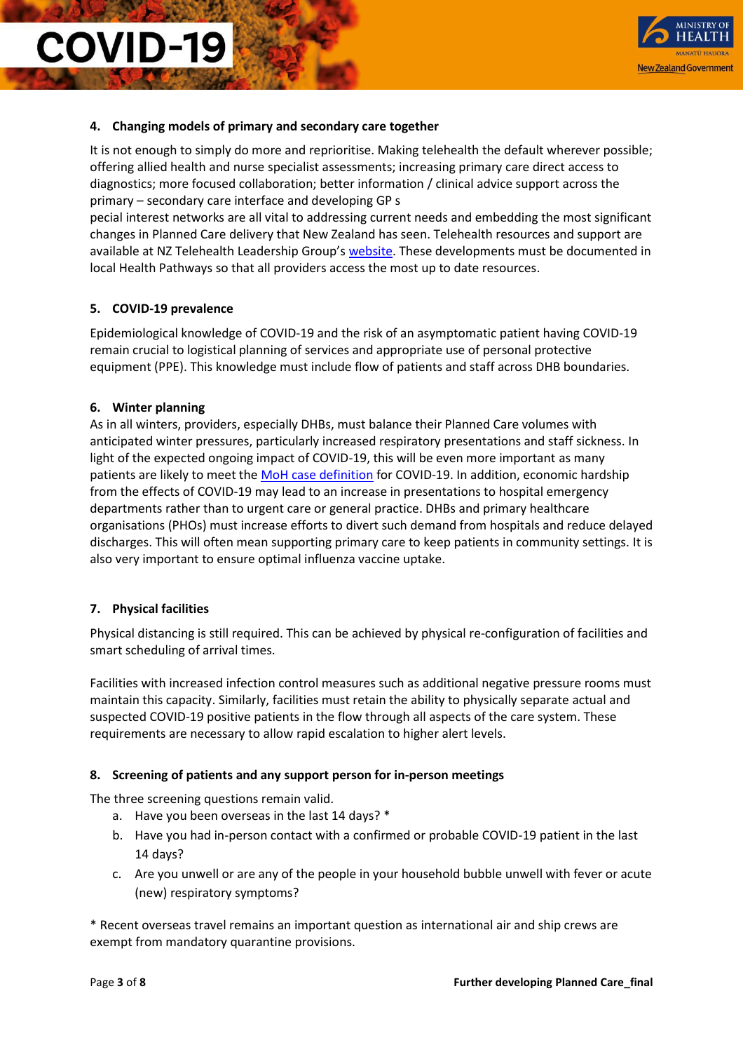## 4. Changing models of primary and secondary care together

It is not enough to simply do more and reprioritise. Making telehealth the default wherever possible; offering allied health and nurse specialist assessments; increasing primary care direct access to diagnostics; more focused collaboration; better information / clinical advice support across the primary – secondary care interface and developing GP s
pecial interest networks are all vital to addressing current needs and embedding the most significant changes in Planned Care delivery that New Zealand has seen. Telehealth resources and support are available at NZ Telehealth Leadership Group's website. These developments must be documented in local Health Pathways so that all providers access the most up to date resources.

## 5. COVID-19 prevalence

Epidemiological knowledge of COVID-19 and the risk of an asymptomatic patient having COVID-19 remain crucial to logistical planning of services and appropriate use of personal protective equipment (PPE). This knowledge must include flow of patients and staff across DHB boundaries.

## 6. Winter planning

As in all winters, providers, especially DHBs, must balance their Planned Care volumes with anticipated winter pressures, particularly increased respiratory presentations and staff sickness. In light of the expected ongoing impact of COVID-19, this will be even more important as many patients are likely to meet the MoH case definition for COVID-19. In addition, economic hardship from the effects of COVID-19 may lead to an increase in presentations to hospital emergency departments rather than to urgent care or general practice. DHBs and primary healthcare organisations (PHOs) must increase efforts to divert such demand from hospitals and reduce delayed discharges. This will often mean supporting primary care to keep patients in community settings. It is also very important to ensure optimal influenza vaccine uptake.

## 7. Physical facilities

Physical distancing is still required. This can be achieved by physical re-configuration of facilities and smart scheduling of arrival times.

Facilities with increased infection control measures such as additional negative pressure rooms must maintain this capacity. Similarly, facilities must retain the ability to physically separate actual and suspected COVID-19 positive patients in the flow through all aspects of the care system. These requirements are necessary to allow rapid escalation to higher alert levels.

## 8. Screening of patients and any support person for in-person meetings

The three screening questions remain valid.

a. Have you been overseas in the last 14 days? *
b. Have you had in-person contact with a confirmed or probable COVID-19 patient in the last 14 days?
c. Are you unwell or are any of the people in your household bubble unwell with fever or acute (new) respiratory symptoms?

* Recent overseas travel remains an important question as international air and ship crews are exempt from mandatory quarantine provisions.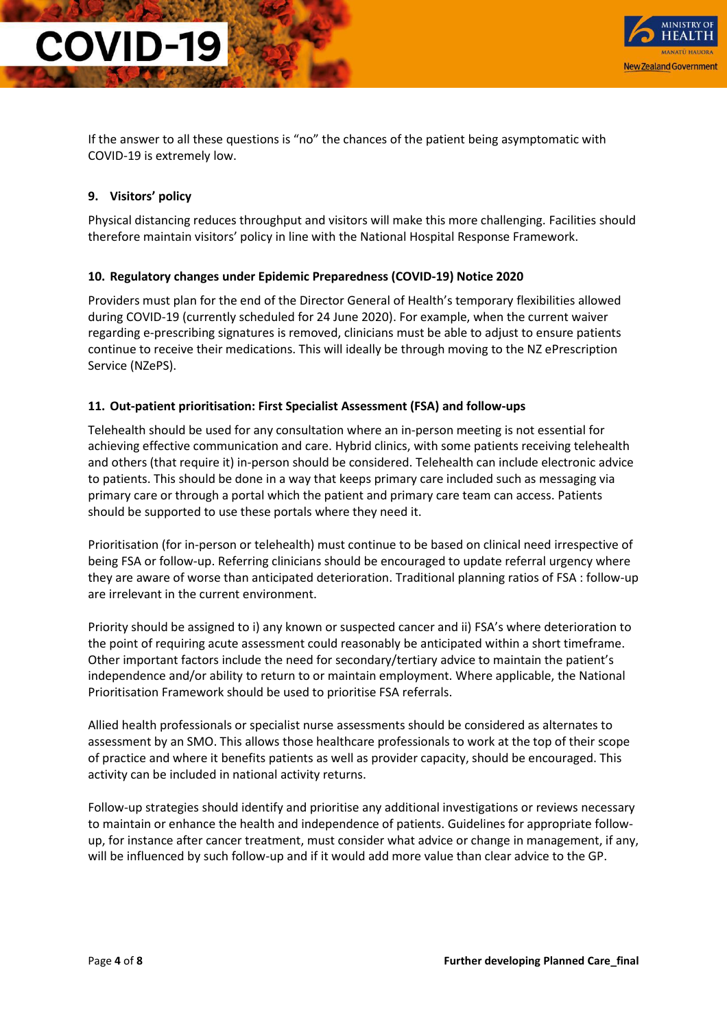If the answer to all these questions is "no" the chances of the patient being asymptomatic with COVID-19 is extremely low.

## 9. Visitors' policy

Physical distancing reduces throughput and visitors will make this more challenging. Facilities should therefore maintain visitors' policy in line with the National Hospital Response Framework.

## 10. Regulatory changes under Epidemic Preparedness (COVID-19) Notice 2020

Providers must plan for the end of the Director General of Health's temporary flexibilities allowed during COVID-19 (currently scheduled for 24 June 2020). For example, when the current waiver regarding e-prescribing signatures is removed, clinicians must be able to adjust to ensure patients continue to receive their medications. This will ideally be through moving to the NZ ePrescription Service (NZePS).

## 11. Out-patient prioritisation: First Specialist Assessment (FSA) and follow-ups

Telehealth should be used for any consultation where an in-person meeting is not essential for achieving effective communication and care. Hybrid clinics, with some patients receiving telehealth and others (that require it) in-person should be considered. Telehealth can include electronic advice to patients. This should be done in a way that keeps primary care included such as messaging via primary care or through a portal which the patient and primary care team can access. Patients should be supported to use these portals where they need it.

Prioritisation (for in-person or telehealth) must continue to be based on clinical need irrespective of being FSA or follow-up. Referring clinicians should be encouraged to update referral urgency where they are aware of worse than anticipated deterioration. Traditional planning ratios of FSA : follow-up are irrelevant in the current environment.

Priority should be assigned to i) any known or suspected cancer and ii) FSA's where deterioration to the point of requiring acute assessment could reasonably be anticipated within a short timeframe. Other important factors include the need for secondary/tertiary advice to maintain the patient's independence and/or ability to return to or maintain employment. Where applicable, the National Prioritisation Framework should be used to prioritise FSA referrals.

Allied health professionals or specialist nurse assessments should be considered as alternates to assessment by an SMO. This allows those healthcare professionals to work at the top of their scope of practice and where it benefits patients as well as provider capacity, should be encouraged. This activity can be included in national activity returns.

Follow-up strategies should identify and prioritise any additional investigations or reviews necessary to maintain or enhance the health and independence of patients. Guidelines for appropriate follow-up, for instance after cancer treatment, must consider what advice or change in management, if any, will be influenced by such follow-up and if it would add more value than clear advice to the GP.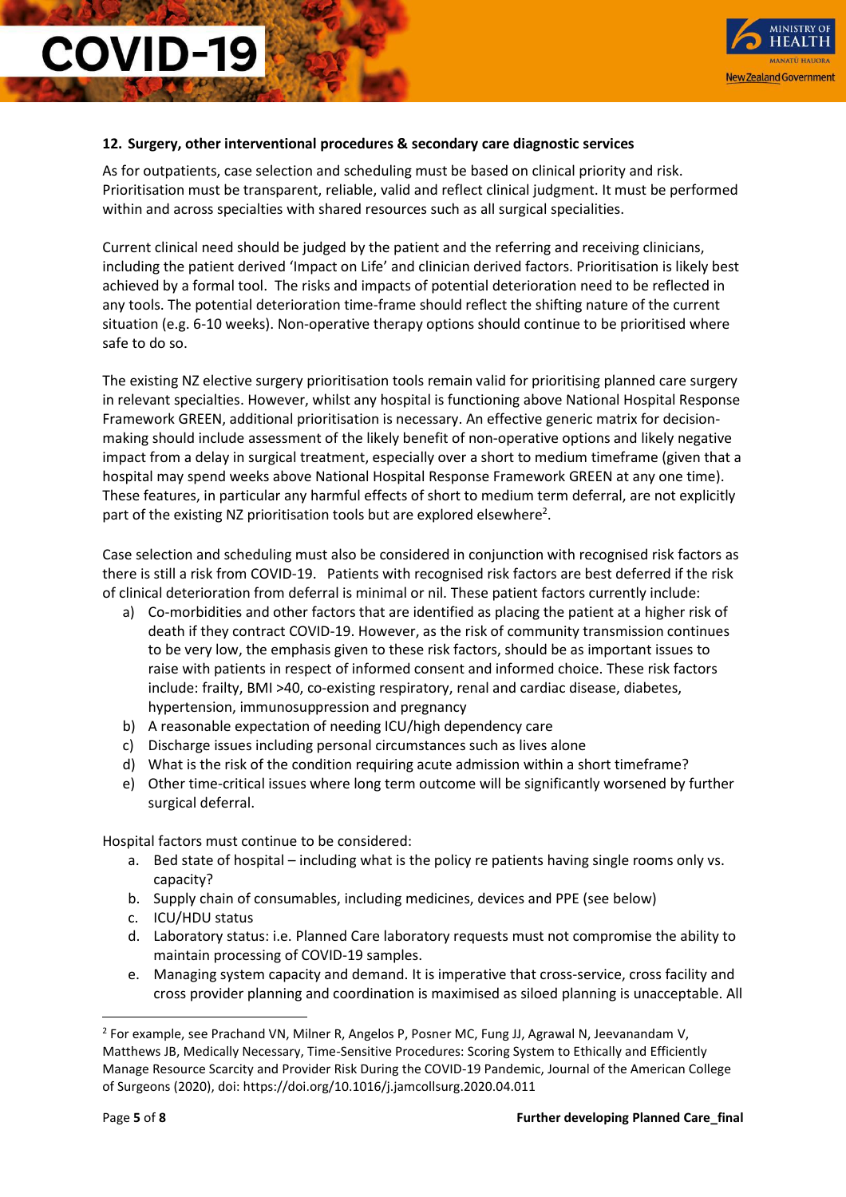## 12. Surgery, other interventional procedures & secondary care diagnostic services

As for outpatients, case selection and scheduling must be based on clinical priority and risk. Prioritisation must be transparent, reliable, valid and reflect clinical judgment. It must be performed within and across specialties with shared resources such as all surgical specialities.

Current clinical need should be judged by the patient and the referring and receiving clinicians, including the patient derived 'Impact on Life' and clinician derived factors. Prioritisation is likely best achieved by a formal tool. The risks and impacts of potential deterioration need to be reflected in any tools. The potential deterioration time-frame should reflect the shifting nature of the current situation (e.g. 6-10 weeks). Non-operative therapy options should continue to be prioritised where safe to do so.

The existing NZ elective surgery prioritisation tools remain valid for prioritising planned care surgery in relevant specialties. However, whilst any hospital is functioning above National Hospital Response Framework GREEN, additional prioritisation is necessary. An effective generic matrix for decision-making should include assessment of the likely benefit of non-operative options and likely negative impact from a delay in surgical treatment, especially over a short to medium timeframe (given that a hospital may spend weeks above National Hospital Response Framework GREEN at any one time). These features, in particular any harmful effects of short to medium term deferral, are not explicitly part of the existing NZ prioritisation tools but are explored elsewhere[2].

Case selection and scheduling must also be considered in conjunction with recognised risk factors as there is still a risk from COVID-19. Patients with recognised risk factors are best deferred if the risk of clinical deterioration from deferral is minimal or nil. These patient factors currently include:

a) Co-morbidities and other factors that are identified as placing the patient at a higher risk of death if they contract COVID-19. However, as the risk of community transmission continues to be very low, the emphasis given to these risk factors, should be as important issues to raise with patients in respect of informed consent and informed choice. These risk factors include: frailty, BMI >40, co-existing respiratory, renal and cardiac disease, diabetes, hypertension, immunosuppression and pregnancy
b) A reasonable expectation of needing ICU/high dependency care
c) Discharge issues including personal circumstances such as lives alone
d) What is the risk of the condition requiring acute admission within a short timeframe?
e) Other time-critical issues where long term outcome will be significantly worsened by further surgical deferral.

Hospital factors must continue to be considered:

a. Bed state of hospital – including what is the policy re patients having single rooms only vs. capacity?
b. Supply chain of consumables, including medicines, devices and PPE (see below)
c. ICU/HDU status
d. Laboratory status: i.e. Planned Care laboratory requests must not compromise the ability to maintain processing of COVID-19 samples.
e. Managing system capacity and demand. It is imperative that cross-service, cross facility and cross provider planning and coordination is maximised as siloed planning is unacceptable. All

---

[2] For example, see Prachand VN, Milner R, Angelos P, Posner MC, Fung JJ, Agrawal N, Jeevanandam V, Matthews JB, Medically Necessary, Time-Sensitive Procedures: Scoring System to Ethically and Efficiently Manage Resource Scarcity and Provider Risk During the COVID-19 Pandemic, Journal of the American College of Surgeons (2020), doi: https://doi.org/10.1016/j.jamcollsurg.2020.04.011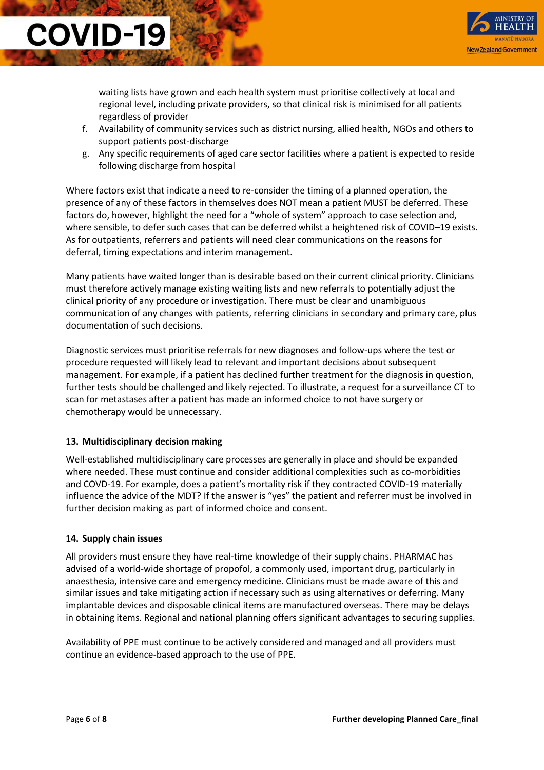waiting lists have grown and each health system must prioritise collectively at local and regional level, including private providers, so that clinical risk is minimised for all patients regardless of provider

f. Availability of community services such as district nursing, allied health, NGOs and others to support patients post-discharge
g. Any specific requirements of aged care sector facilities where a patient is expected to reside following discharge from hospital

Where factors exist that indicate a need to re-consider the timing of a planned operation, the presence of any of these factors in themselves does NOT mean a patient MUST be deferred. These factors do, however, highlight the need for a "whole of system" approach to case selection and, where sensible, to defer such cases that can be deferred whilst a heightened risk of COVID–19 exists. As for outpatients, referrers and patients will need clear communications on the reasons for deferral, timing expectations and interim management.

Many patients have waited longer than is desirable based on their current clinical priority. Clinicians must therefore actively manage existing waiting lists and new referrals to potentially adjust the clinical priority of any procedure or investigation. There must be clear and unambiguous communication of any changes with patients, referring clinicians in secondary and primary care, plus documentation of such decisions.

Diagnostic services must prioritise referrals for new diagnoses and follow-ups where the test or procedure requested will likely lead to relevant and important decisions about subsequent management. For example, if a patient has declined further treatment for the diagnosis in question, further tests should be challenged and likely rejected. To illustrate, a request for a surveillance CT to scan for metastases after a patient has made an informed choice to not have surgery or chemotherapy would be unnecessary.

### 13. Multidisciplinary decision making

Well-established multidisciplinary care processes are generally in place and should be expanded where needed. These must continue and consider additional complexities such as co-morbidities and COVID-19. For example, does a patient's mortality risk if they contracted COVID-19 materially influence the advice of the MDT? If the answer is "yes" the patient and referrer must be involved in further decision making as part of informed choice and consent.

### 14. Supply chain issues

All providers must ensure they have real-time knowledge of their supply chains. PHARMAC has advised of a world-wide shortage of propofol, a commonly used, important drug, particularly in anaesthesia, intensive care and emergency medicine. Clinicians must be made aware of this and similar issues and take mitigating action if necessary such as using alternatives or deferring. Many implantable devices and disposable clinical items are manufactured overseas. There may be delays in obtaining items. Regional and national planning offers significant advantages to securing supplies.

Availability of PPE must continue to be actively considered and managed and all providers must continue an evidence-based approach to the use of PPE.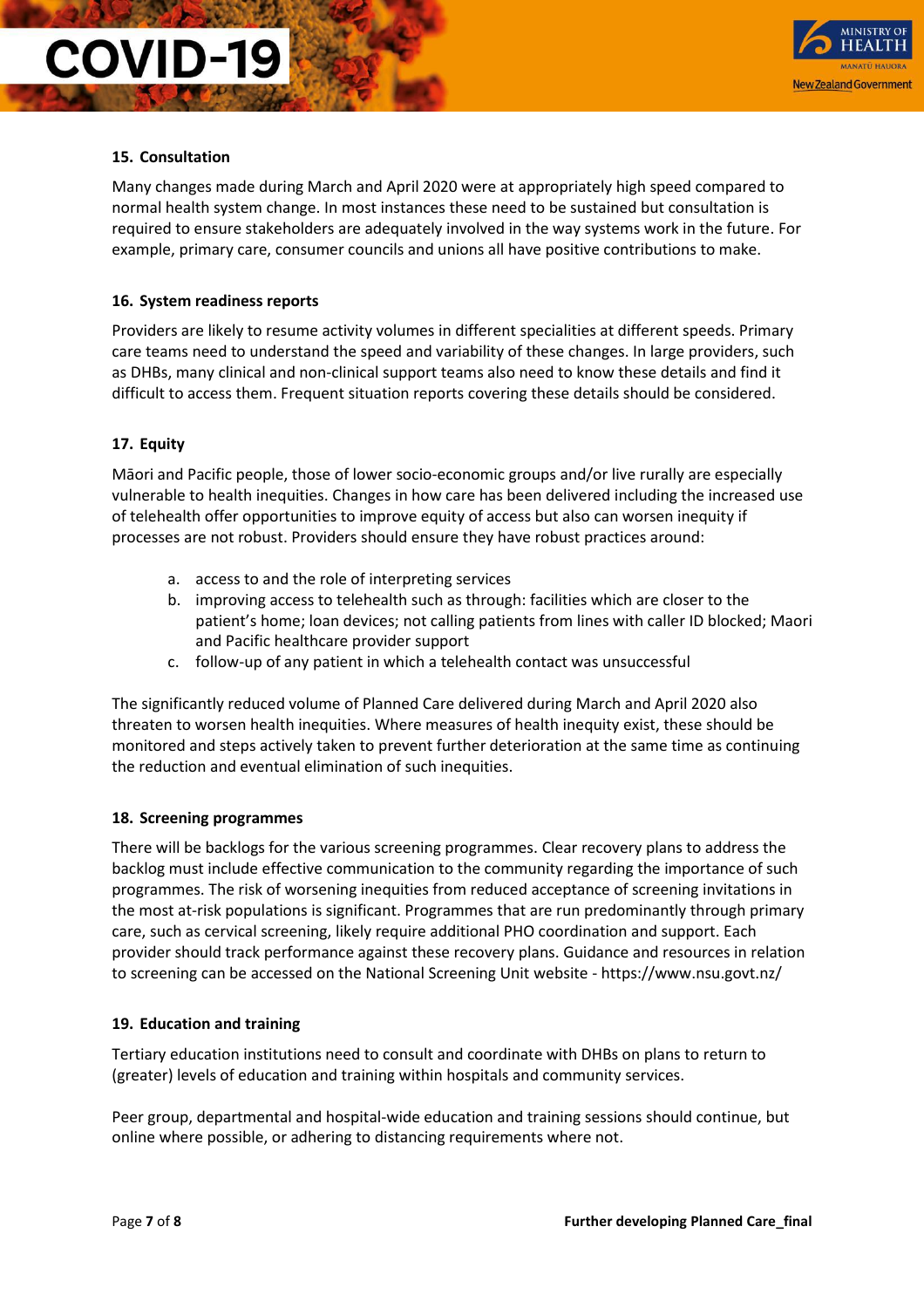## 15. Consultation

Many changes made during March and April 2020 were at appropriately high speed compared to normal health system change. In most instances these need to be sustained but consultation is required to ensure stakeholders are adequately involved in the way systems work in the future. For example, primary care, consumer councils and unions all have positive contributions to make.

## 16. System readiness reports

Providers are likely to resume activity volumes in different specialities at different speeds. Primary care teams need to understand the speed and variability of these changes. In large providers, such as DHBs, many clinical and non-clinical support teams also need to know these details and find it difficult to access them. Frequent situation reports covering these details should be considered.

## 17. Equity

Māori and Pacific people, those of lower socio-economic groups and/or live rurally are especially vulnerable to health inequities. Changes in how care has been delivered including the increased use of telehealth offer opportunities to improve equity of access but also can worsen inequity if processes are not robust. Providers should ensure they have robust practices around:

a. access to and the role of interpreting services
b. improving access to telehealth such as through: facilities which are closer to the patient's home; loan devices; not calling patients from lines with caller ID blocked; Maori and Pacific healthcare provider support
c. follow-up of any patient in which a telehealth contact was unsuccessful

The significantly reduced volume of Planned Care delivered during March and April 2020 also threaten to worsen health inequities. Where measures of health inequity exist, these should be monitored and steps actively taken to prevent further deterioration at the same time as continuing the reduction and eventual elimination of such inequities.

## 18. Screening programmes

There will be backlogs for the various screening programmes. Clear recovery plans to address the backlog must include effective communication to the community regarding the importance of such programmes. The risk of worsening inequities from reduced acceptance of screening invitations in the most at-risk populations is significant. Programmes that are run predominantly through primary care, such as cervical screening, likely require additional PHO coordination and support. Each provider should track performance against these recovery plans. Guidance and resources in relation to screening can be accessed on the National Screening Unit website - https://www.nsu.govt.nz/

## 19. Education and training

Tertiary education institutions need to consult and coordinate with DHBs on plans to return to (greater) levels of education and training within hospitals and community services.

Peer group, departmental and hospital-wide education and training sessions should continue, but online where possible, or adhering to distancing requirements where not.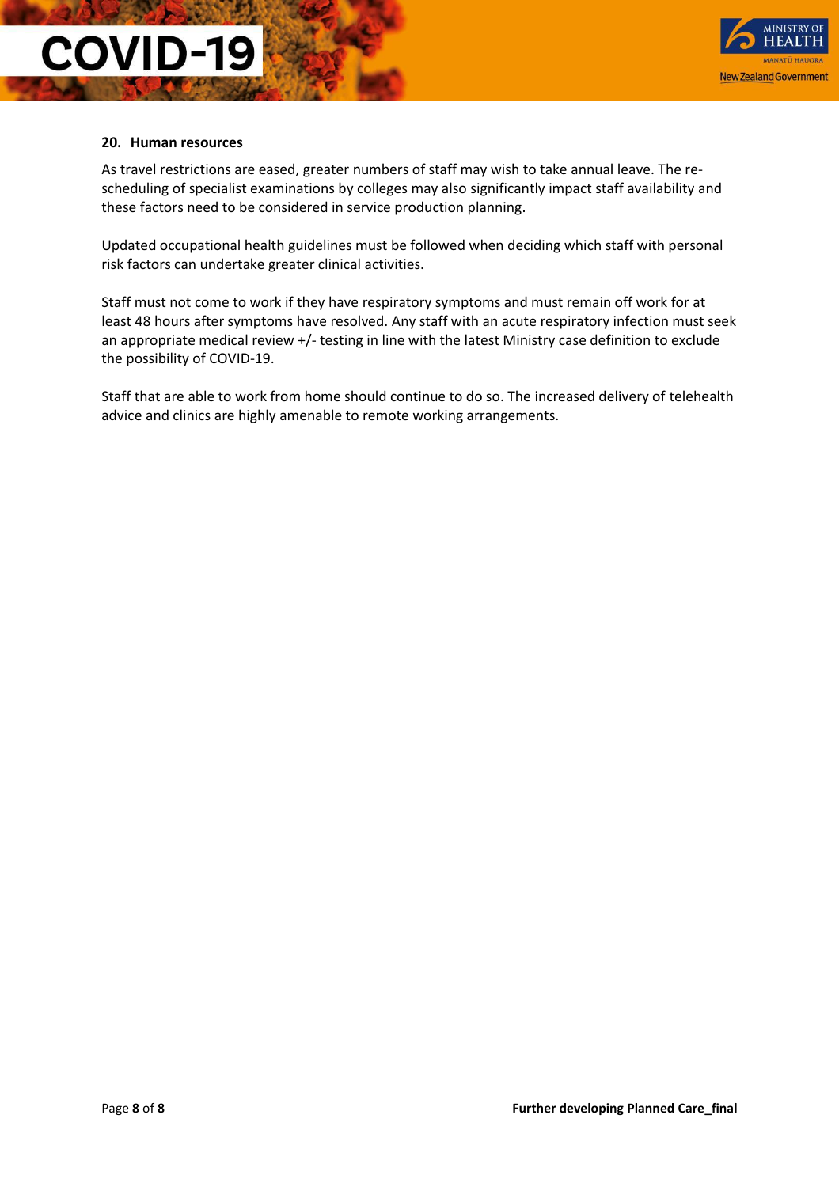## 20. Human resources

As travel restrictions are eased, greater numbers of staff may wish to take annual leave. The re-scheduling of specialist examinations by colleges may also significantly impact staff availability and these factors need to be considered in service production planning.

Updated occupational health guidelines must be followed when deciding which staff with personal risk factors can undertake greater clinical activities.

Staff must not come to work if they have respiratory symptoms and must remain off work for at least 48 hours after symptoms have resolved. Any staff with an acute respiratory infection must seek an appropriate medical review +/- testing in line with the latest Ministry case definition to exclude the possibility of COVID-19.

Staff that are able to work from home should continue to do so. The increased delivery of telehealth advice and clinics are highly amenable to remote working arrangements.